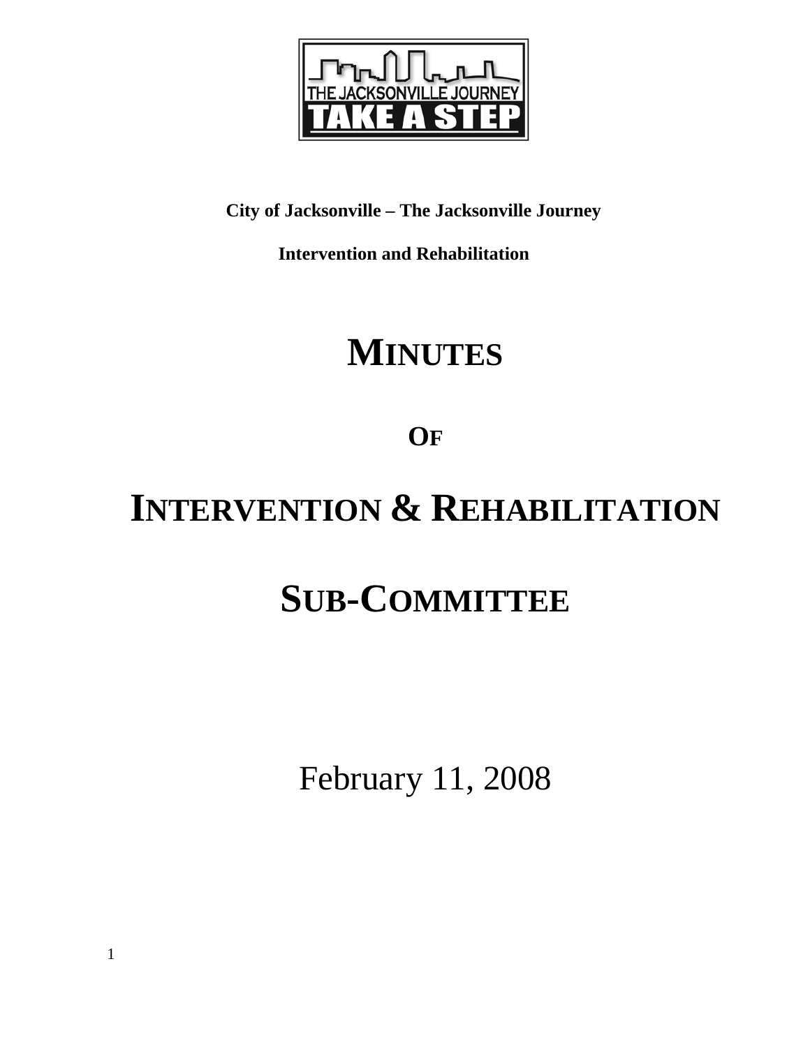**City of Jacksonville – The Jacksonville Journey**

**Intervention and Rehabilitation**

# MINUTES

# OF

# INTERVENTION & REHABILITATION

# SUB-COMMITTEE

February 11, 2008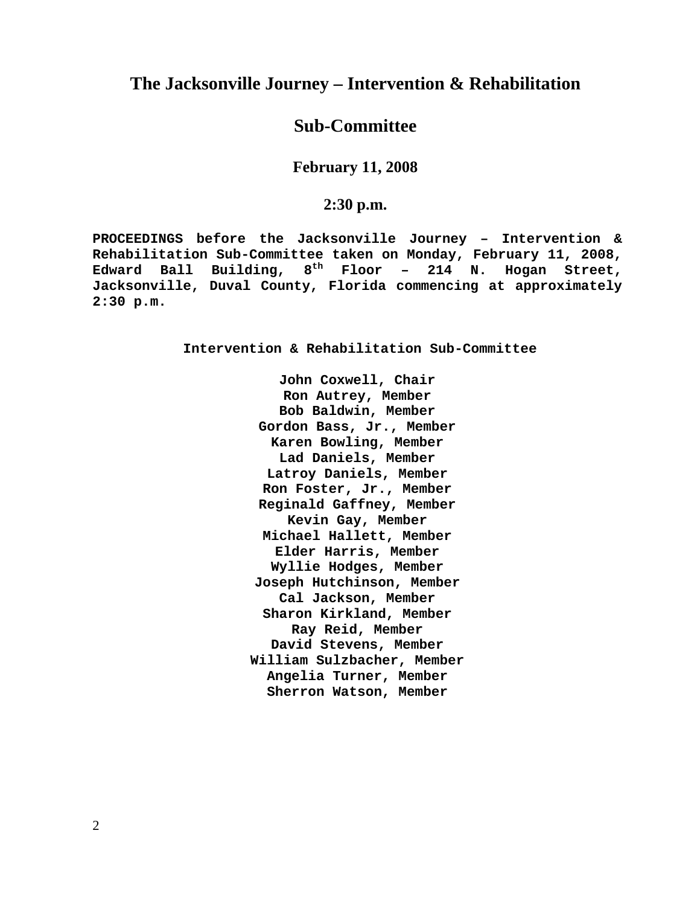# The Jacksonville Journey – Intervention & Rehabilitation

# Sub-Committee

### February 11, 2008

### 2:30 p.m.

**PROCEEDINGS before the Jacksonville Journey – Intervention & Rehabilitation Sub-Committee taken on Monday, February 11, 2008, Edward Ball Building, 8th Floor – 214 N. Hogan Street, Jacksonville, Duval County, Florida commencing at approximately 2:30 p.m.**

**Intervention & Rehabilitation Sub-Committee**

**John Coxwell, Chair**
**Ron Autrey, Member**
**Bob Baldwin, Member**
**Gordon Bass, Jr., Member**
**Karen Bowling, Member**
**Lad Daniels, Member**
**Latroy Daniels, Member**
**Ron Foster, Jr., Member**
**Reginald Gaffney, Member**
**Kevin Gay, Member**
**Michael Hallett, Member**
**Elder Harris, Member**
**Wyllie Hodges, Member**
**Joseph Hutchinson, Member**
**Cal Jackson, Member**
**Sharon Kirkland, Member**
**Ray Reid, Member**
**David Stevens, Member**
**William Sulzbacher, Member**
**Angelia Turner, Member**
**Sherron Watson, Member**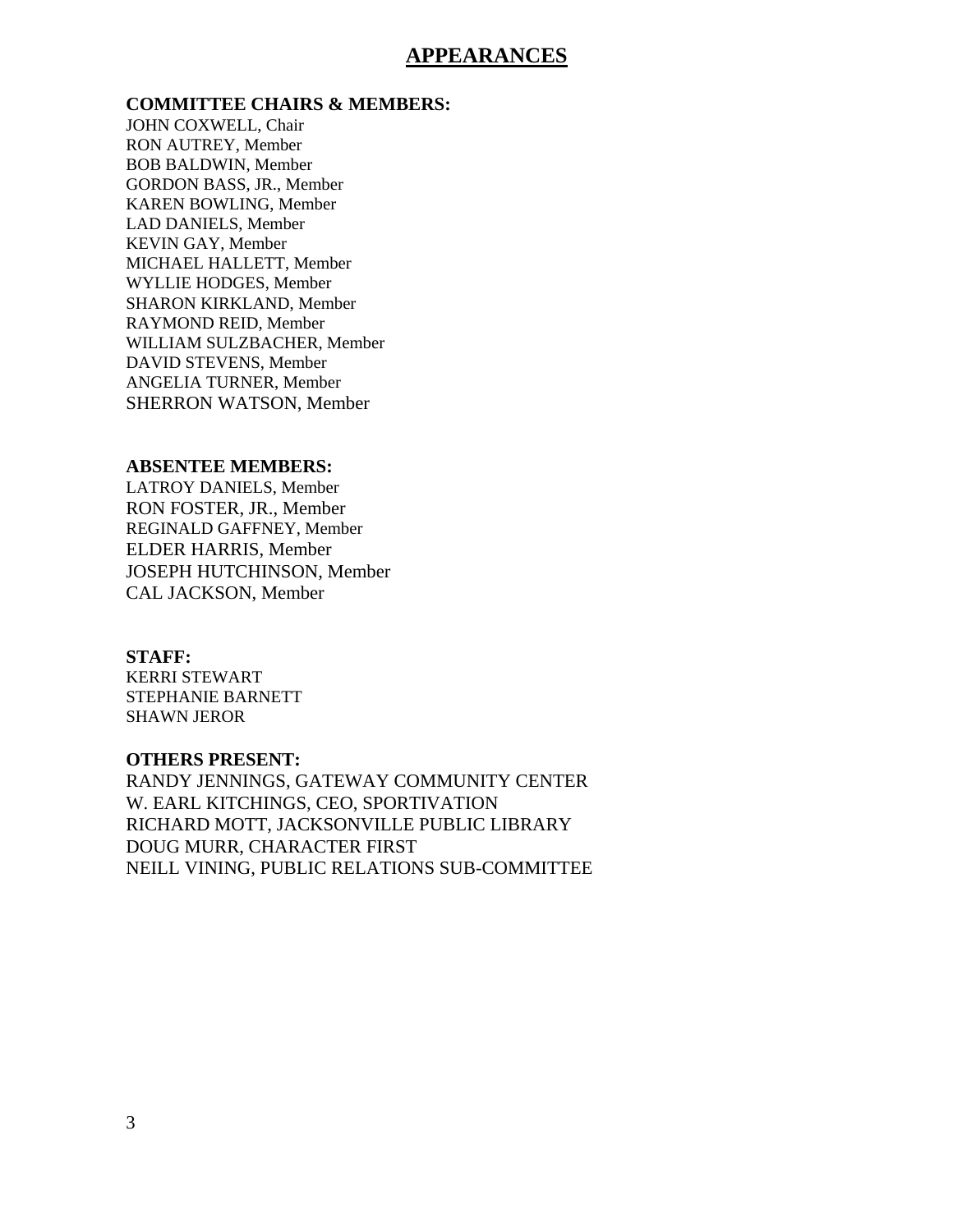# APPEARANCES

**COMMITTEE CHAIRS & MEMBERS:**

JOHN COXWELL, Chair
RON AUTREY, Member
BOB BALDWIN, Member
GORDON BASS, JR., Member
KAREN BOWLING, Member
LAD DANIELS, Member
KEVIN GAY, Member
MICHAEL HALLETT, Member
WYLLIE HODGES, Member
SHARON KIRKLAND, Member
RAYMOND REID, Member
WILLIAM SULZBACHER, Member
DAVID STEVENS, Member
ANGELIA TURNER, Member
SHERRON WATSON, Member

**ABSENTEE MEMBERS:**

LATROY DANIELS, Member
RON FOSTER, JR., Member
REGINALD GAFFNEY, Member
ELDER HARRIS, Member
JOSEPH HUTCHINSON, Member
CAL JACKSON, Member

**STAFF:**

KERRI STEWART
STEPHANIE BARNETT
SHAWN JEROR

**OTHERS PRESENT:**

RANDY JENNINGS, GATEWAY COMMUNITY CENTER
W. EARL KITCHINGS, CEO, SPORTIVATION
RICHARD MOTT, JACKSONVILLE PUBLIC LIBRARY
DOUG MURR, CHARACTER FIRST
NEILL VINING, PUBLIC RELATIONS SUB-COMMITTEE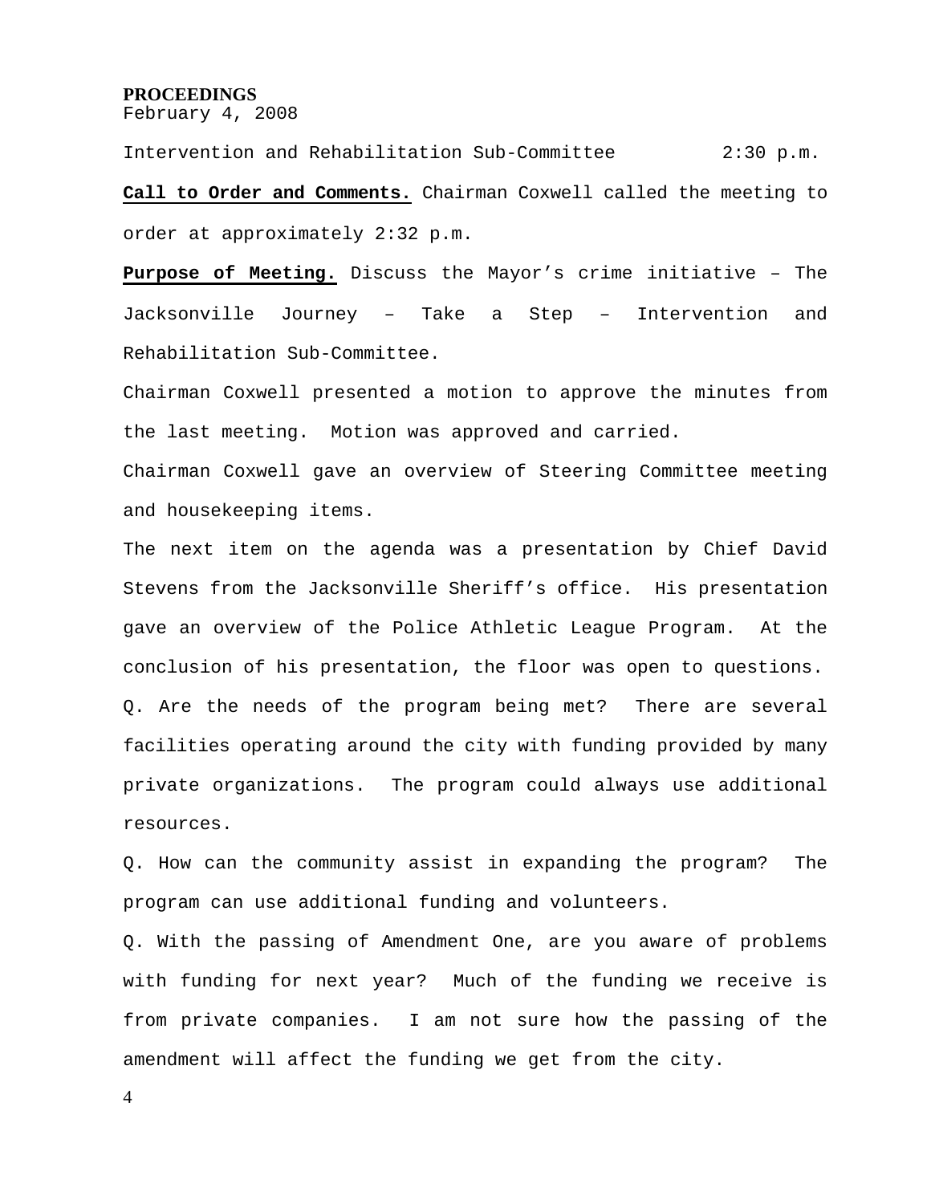**PROCEEDINGS**
February 4, 2008

Intervention and Rehabilitation Sub-Committee 2:30 p.m.

**Call to Order and Comments.** Chairman Coxwell called the meeting to order at approximately 2:32 p.m.

**Purpose of Meeting.** Discuss the Mayor's crime initiative – The Jacksonville Journey – Take a Step – Intervention and Rehabilitation Sub-Committee.

Chairman Coxwell presented a motion to approve the minutes from the last meeting. Motion was approved and carried.

Chairman Coxwell gave an overview of Steering Committee meeting and housekeeping items.

The next item on the agenda was a presentation by Chief David Stevens from the Jacksonville Sheriff's office. His presentation gave an overview of the Police Athletic League Program. At the conclusion of his presentation, the floor was open to questions.

Q. Are the needs of the program being met? There are several facilities operating around the city with funding provided by many private organizations. The program could always use additional resources.

Q. How can the community assist in expanding the program? The program can use additional funding and volunteers.

Q. With the passing of Amendment One, are you aware of problems with funding for next year? Much of the funding we receive is from private companies. I am not sure how the passing of the amendment will affect the funding we get from the city.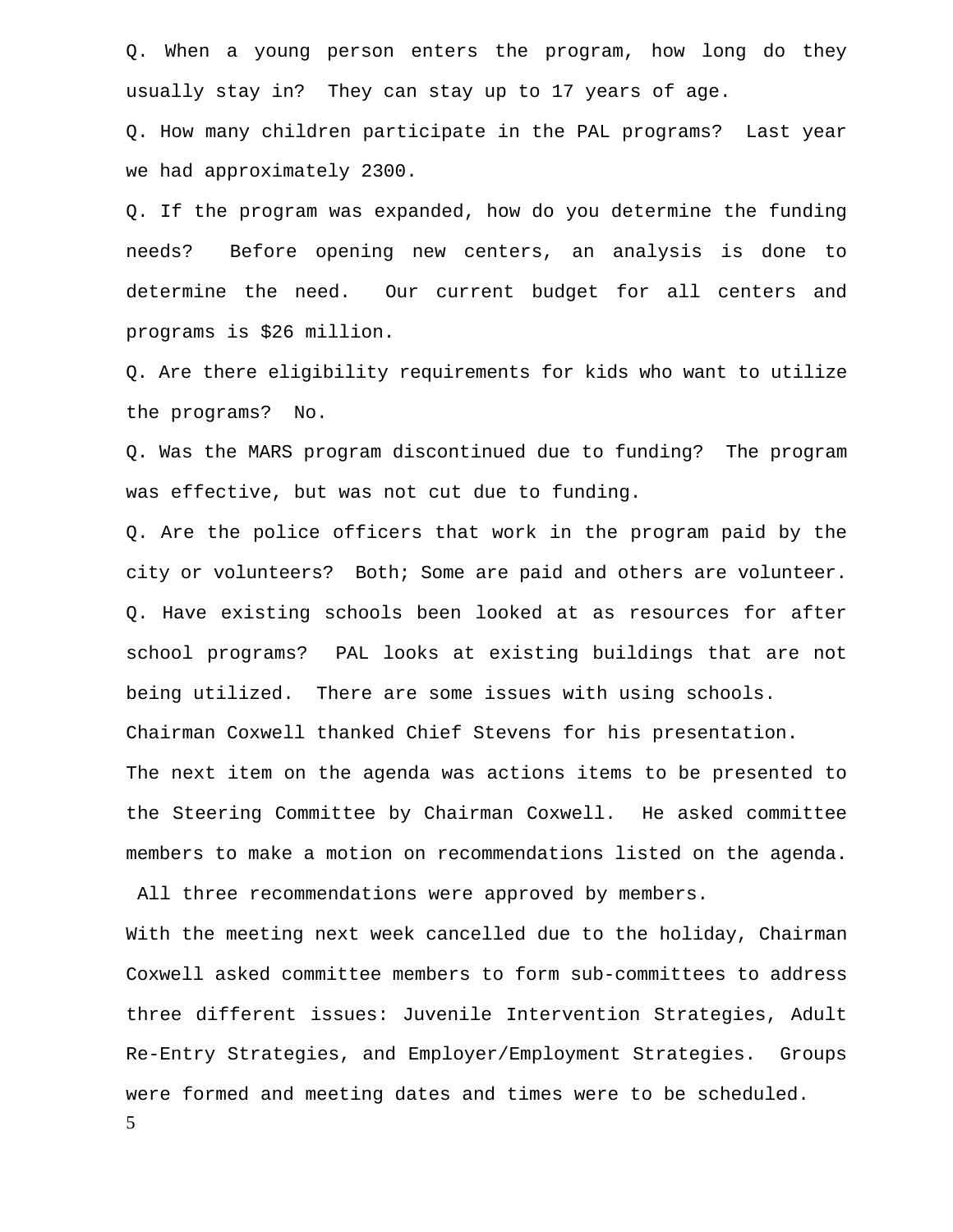Q. When a young person enters the program, how long do they usually stay in? They can stay up to 17 years of age.

Q. How many children participate in the PAL programs? Last year we had approximately 2300.

Q. If the program was expanded, how do you determine the funding needs? Before opening new centers, an analysis is done to determine the need. Our current budget for all centers and programs is $26 million.

Q. Are there eligibility requirements for kids who want to utilize the programs? No.

Q. Was the MARS program discontinued due to funding? The program was effective, but was not cut due to funding.

Q. Are the police officers that work in the program paid by the city or volunteers? Both; Some are paid and others are volunteer.

Q. Have existing schools been looked at as resources for after school programs? PAL looks at existing buildings that are not being utilized. There are some issues with using schools.

Chairman Coxwell thanked Chief Stevens for his presentation.

The next item on the agenda was actions items to be presented to the Steering Committee by Chairman Coxwell. He asked committee members to make a motion on recommendations listed on the agenda. All three recommendations were approved by members.

With the meeting next week cancelled due to the holiday, Chairman Coxwell asked committee members to form sub-committees to address three different issues: Juvenile Intervention Strategies, Adult Re-Entry Strategies, and Employer/Employment Strategies. Groups were formed and meeting dates and times were to be scheduled.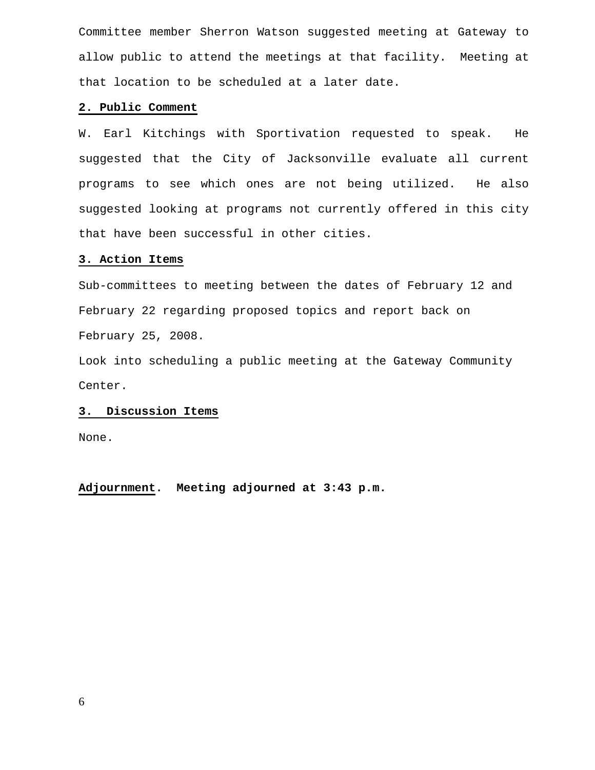Committee member Sherron Watson suggested meeting at Gateway to allow public to attend the meetings at that facility. Meeting at that location to be scheduled at a later date.

**2. Public Comment**

W. Earl Kitchings with Sportivation requested to speak. He suggested that the City of Jacksonville evaluate all current programs to see which ones are not being utilized. He also suggested looking at programs not currently offered in this city that have been successful in other cities.

**3. Action Items**

Sub-committees to meeting between the dates of February 12 and February 22 regarding proposed topics and report back on February 25, 2008.

Look into scheduling a public meeting at the Gateway Community Center.

**3. Discussion Items**

None.

**Adjournment. Meeting adjourned at 3:43 p.m.**